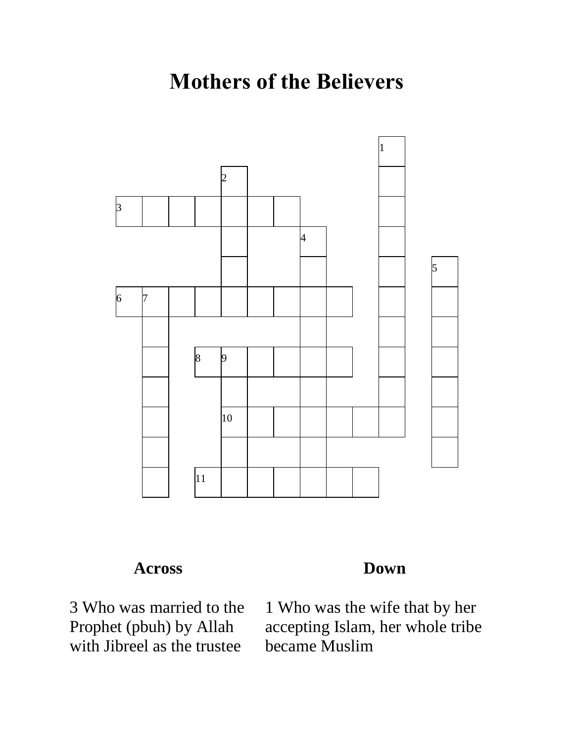# Mothers of the Believers

| Across | Down |
| --- | --- |
| 3 Who was married to the Prophet (pbuh) by Allah with Jibreel as the trustee | 1 Who was the wife that by her accepting Islam, her whole tribe became Muslim |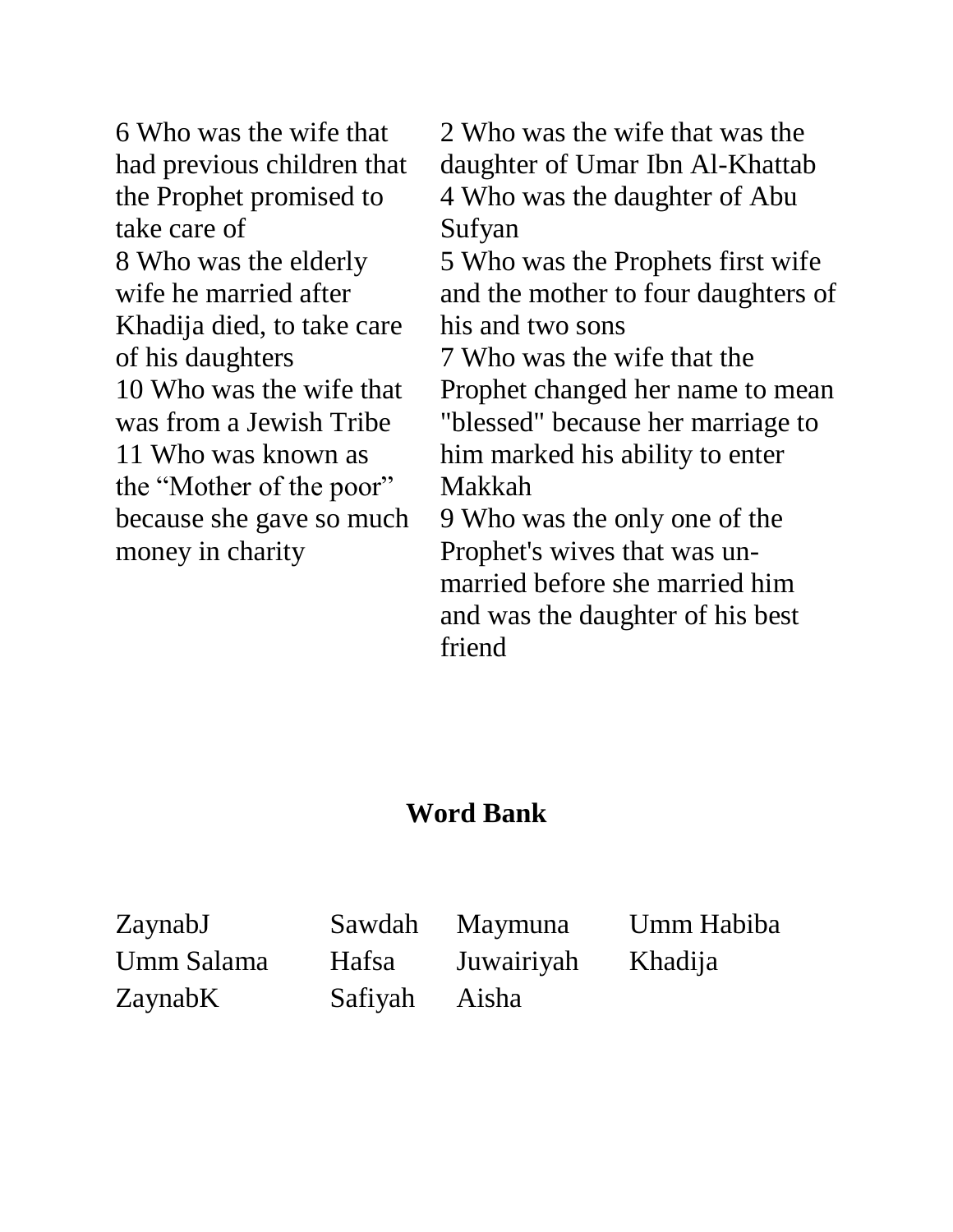6 Who was the wife that had previous children that the Prophet promised to take care of

8 Who was the elderly wife he married after Khadija died, to take care of his daughters

10 Who was the wife that was from a Jewish Tribe

11 Who was known as the "Mother of the poor" because she gave so much money in charity

2 Who was the wife that was the daughter of Umar Ibn Al-Khattab

4 Who was the daughter of Abu Sufyan

5 Who was the Prophets first wife and the mother to four daughters of his and two sons

7 Who was the wife that the Prophet changed her name to mean "blessed" because her marriage to him marked his ability to enter Makkah

9 Who was the only one of the Prophet's wives that was un-married before she married him and was the daughter of his best friend

**Word Bank**

| | | | |
|---|---|---|---|
| ZaynabJ | Sawdah | Maymuna | Umm Habiba |
| Umm Salama | Hafsa | Juwairiyah | Khadija |
| ZaynabK | Safiyah | Aisha | |